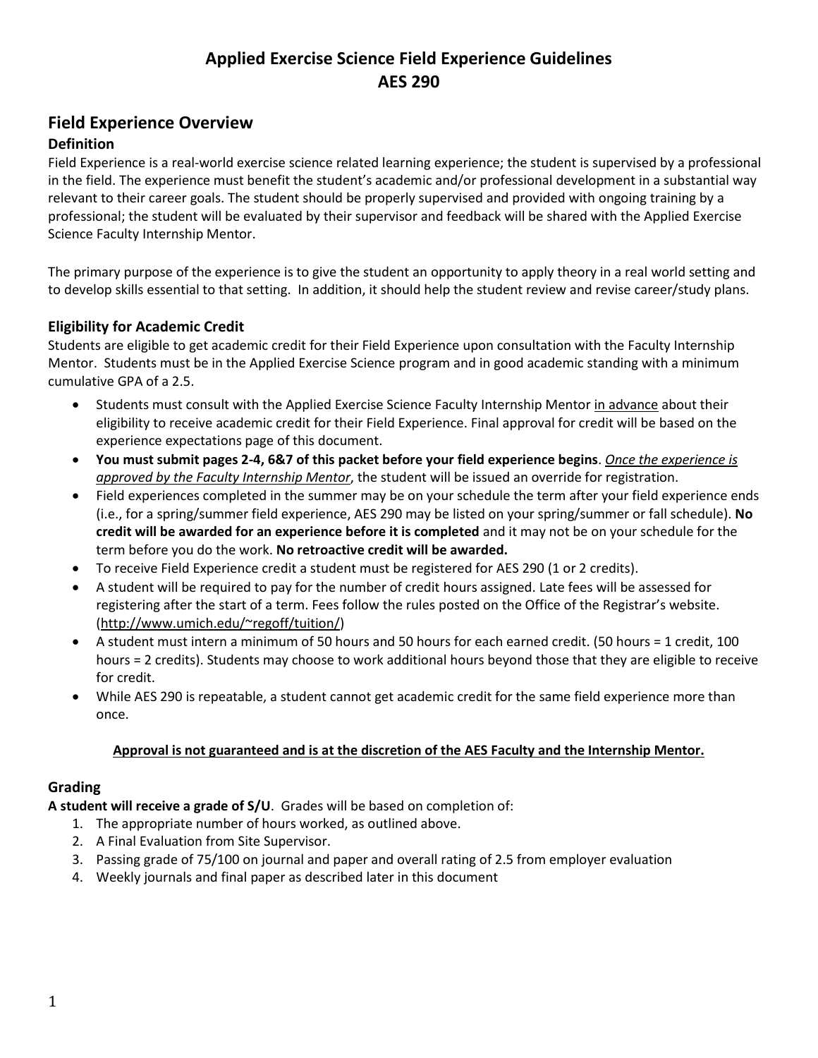# Applied Exercise Science Field Experience Guidelines
# AES 290

## Field Experience Overview

### Definition

Field Experience is a real-world exercise science related learning experience; the student is supervised by a professional in the field. The experience must benefit the student's academic and/or professional development in a substantial way relevant to their career goals. The student should be properly supervised and provided with ongoing training by a professional; the student will be evaluated by their supervisor and feedback will be shared with the Applied Exercise Science Faculty Internship Mentor.

The primary purpose of the experience is to give the student an opportunity to apply theory in a real world setting and to develop skills essential to that setting. In addition, it should help the student review and revise career/study plans.

### Eligibility for Academic Credit

Students are eligible to get academic credit for their Field Experience upon consultation with the Faculty Internship Mentor. Students must be in the Applied Exercise Science program and in good academic standing with a minimum cumulative GPA of a 2.5.

- Students must consult with the Applied Exercise Science Faculty Internship Mentor <u>in advance</u> about their eligibility to receive academic credit for their Field Experience. Final approval for credit will be based on the experience expectations page of this document.
- **You must submit pages 2-4, 6&7 of this packet before your field experience begins**. *<u>Once the experience is approved by the Faculty Internship Mentor</u>*, the student will be issued an override for registration.
- Field experiences completed in the summer may be on your schedule the term after your field experience ends (i.e., for a spring/summer field experience, AES 290 may be listed on your spring/summer or fall schedule). **No credit will be awarded for an experience before it is completed** and it may not be on your schedule for the term before you do the work. **No retroactive credit will be awarded.**
- To receive Field Experience credit a student must be registered for AES 290 (1 or 2 credits).
- A student will be required to pay for the number of credit hours assigned. Late fees will be assessed for registering after the start of a term. Fees follow the rules posted on the Office of the Registrar's website. (http://www.umich.edu/~regoff/tuition/)
- A student must intern a minimum of 50 hours and 50 hours for each earned credit. (50 hours = 1 credit, 100 hours = 2 credits). Students may choose to work additional hours beyond those that they are eligible to receive for credit.
- While AES 290 is repeatable, a student cannot get academic credit for the same field experience more than once.

**<u>Approval is not guaranteed and is at the discretion of the AES Faculty and the Internship Mentor.</u>**

### Grading

**A student will receive a grade of S/U**. Grades will be based on completion of:

1. The appropriate number of hours worked, as outlined above.
2. A Final Evaluation from Site Supervisor.
3. Passing grade of 75/100 on journal and paper and overall rating of 2.5 from employer evaluation
4. Weekly journals and final paper as described later in this document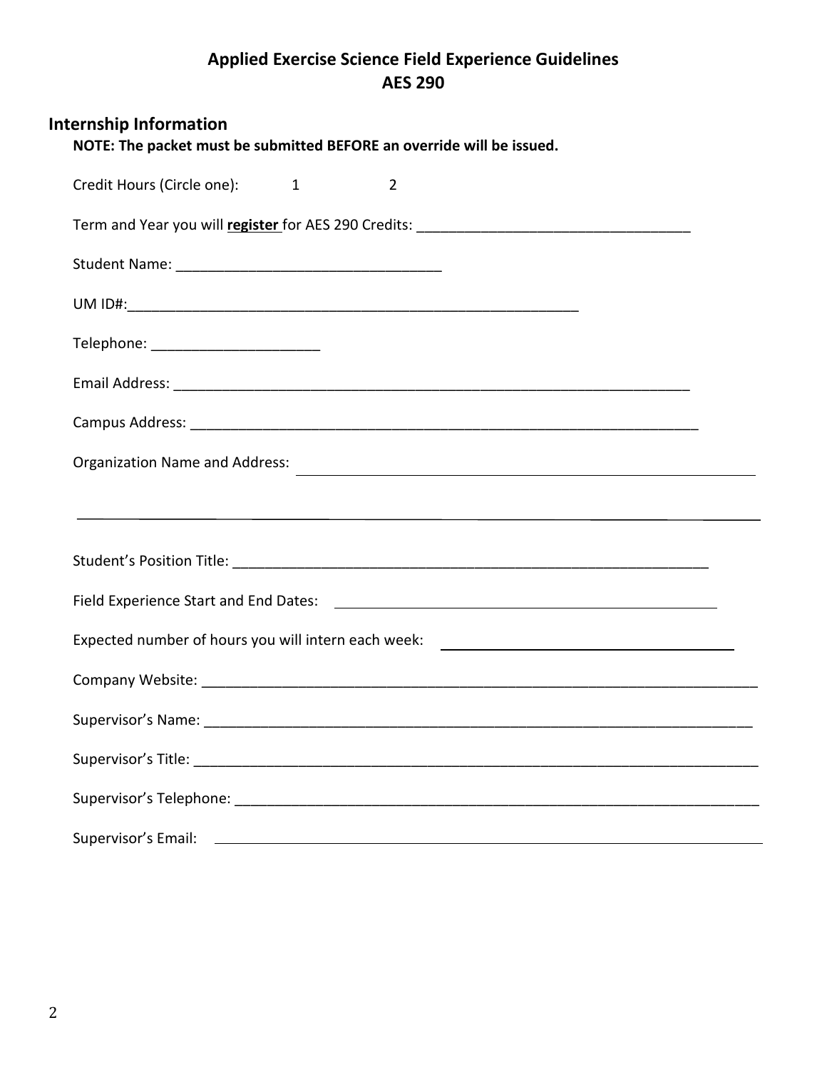# Applied Exercise Science Field Experience Guidelines
# AES 290

## Internship Information

**NOTE: The packet must be submitted BEFORE an override will be issued.**

Credit Hours (Circle one): 1 2

Term and Year you will **register** for AES 290 Credits: ___________________________________

Student Name: ________________________________

UM ID#:_______________________________________________________

Telephone: _____________________

Email Address: _______________________________________________________________

Campus Address: ______________________________________________________________

Organization Name and Address: ________________________________________________________

_____________________________________________________________________________

Student's Position Title: _______________________________________________________

Field Experience Start and End Dates: _______________________________________________

Expected number of hours you will intern each week: ___________________________________

Company Website: _____________________________________________________________________

Supervisor's Name: ___________________________________________________________________

Supervisor's Title: ___________________________________________________________________

Supervisor's Telephone: _______________________________________________________________

Supervisor's Email: ___________________________________________________________________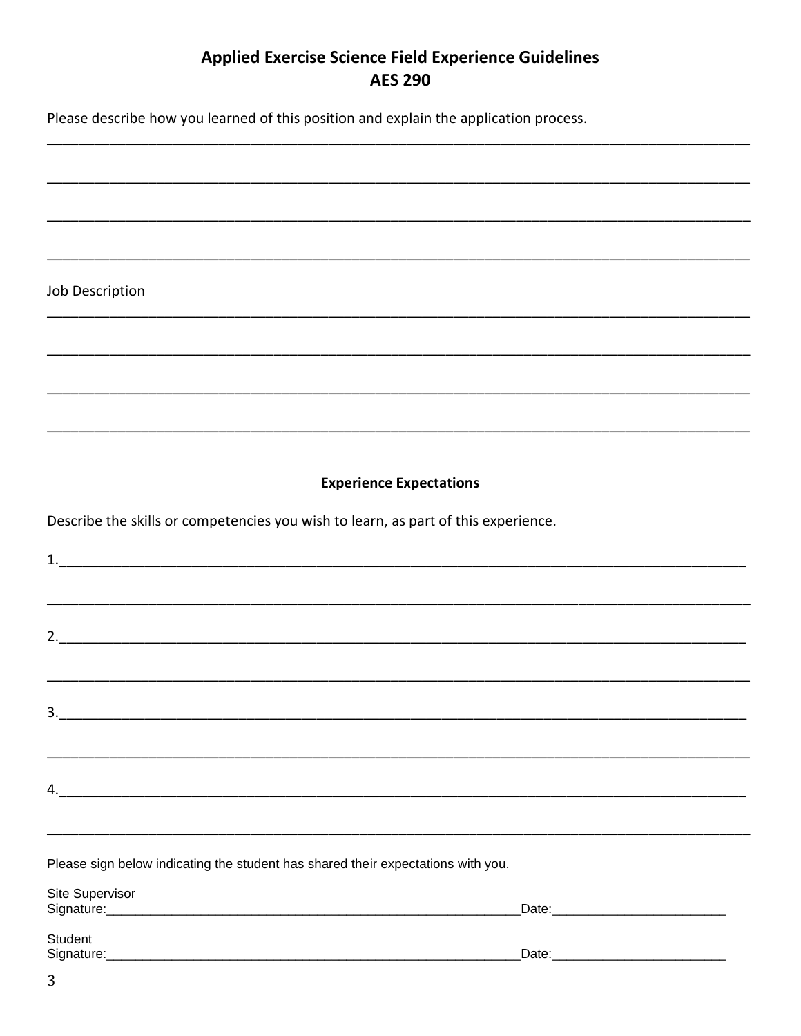# Applied Exercise Science Field Experience Guidelines
## AES 290

Please describe how you learned of this position and explain the application process.

______________________________________________________________________________

______________________________________________________________________________

______________________________________________________________________________

______________________________________________________________________________

Job Description

______________________________________________________________________________

______________________________________________________________________________

______________________________________________________________________________

______________________________________________________________________________

**Experience Expectations**

Describe the skills or competencies you wish to learn, as part of this experience.

1.____________________________________________________________________________

______________________________________________________________________________

2.____________________________________________________________________________

______________________________________________________________________________

3.____________________________________________________________________________

______________________________________________________________________________

4.____________________________________________________________________________

______________________________________________________________________________

Please sign below indicating the student has shared their expectations with you.

Site Supervisor
Signature:___________________________________________________Date:____________________

Student
Signature:___________________________________________________Date:____________________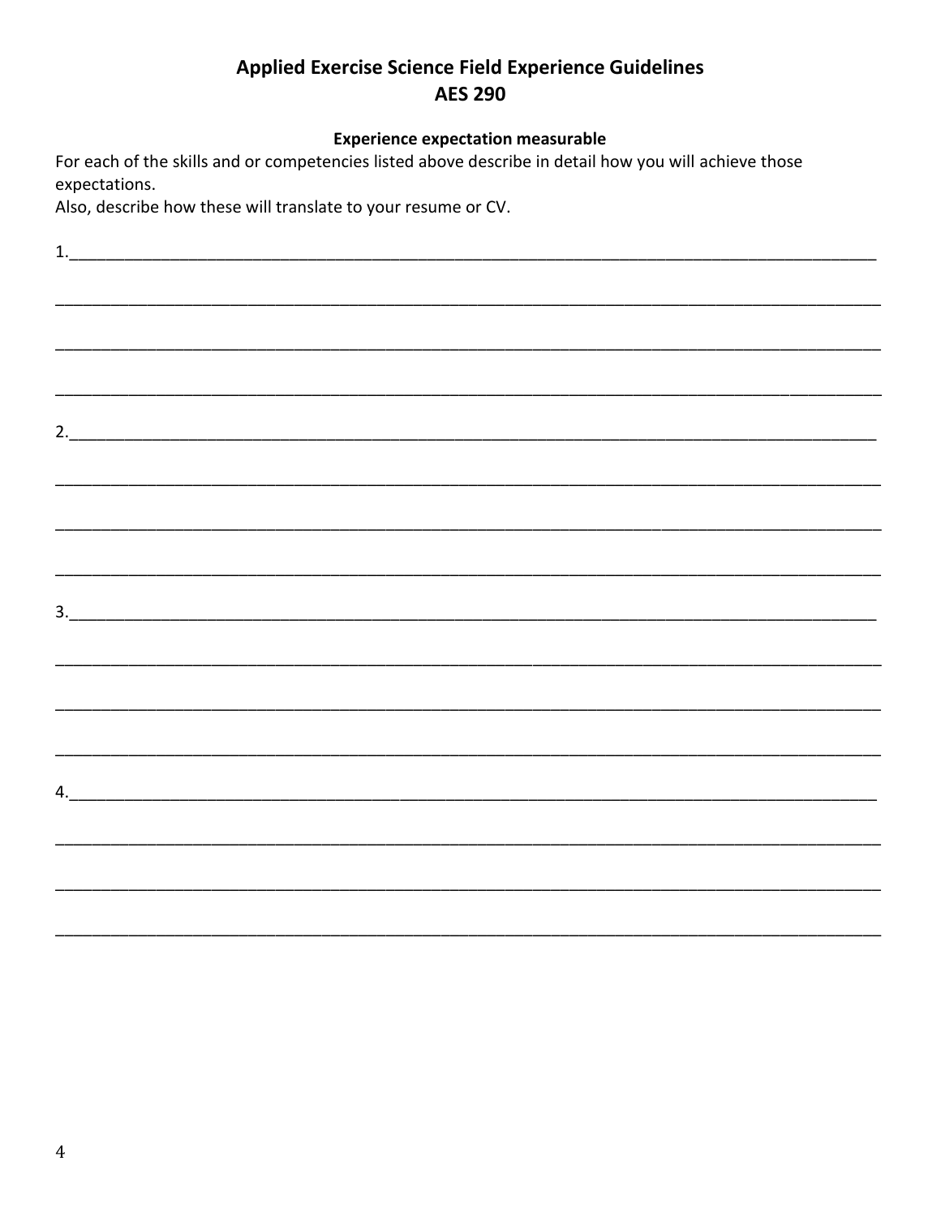# Applied Exercise Science Field Experience Guidelines
# AES 290

**Experience expectation measurable**

For each of the skills and or competencies listed above describe in detail how you will achieve those expectations.

Also, describe how these will translate to your resume or CV.

1.______________________________________________________________________________

________________________________________________________________________________

________________________________________________________________________________

________________________________________________________________________________

2.______________________________________________________________________________

________________________________________________________________________________

________________________________________________________________________________

________________________________________________________________________________

3.______________________________________________________________________________

________________________________________________________________________________

________________________________________________________________________________

________________________________________________________________________________

4.______________________________________________________________________________

________________________________________________________________________________

________________________________________________________________________________

________________________________________________________________________________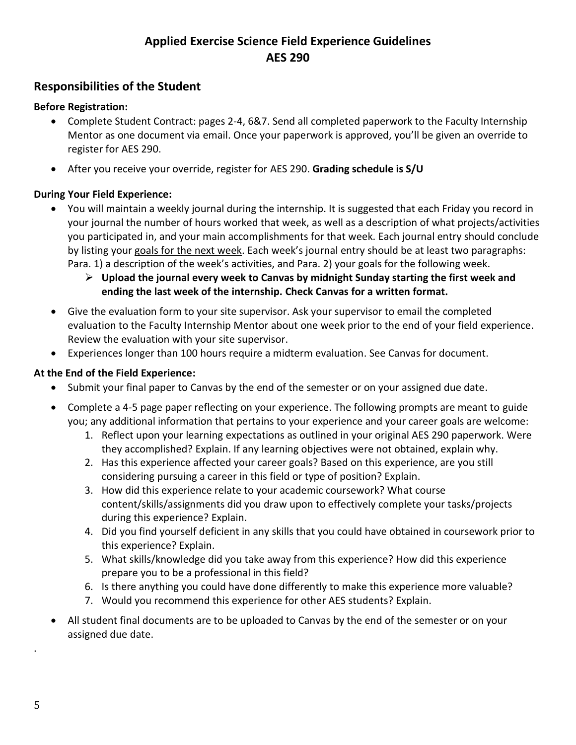# Applied Exercise Science Field Experience Guidelines
# AES 290

## Responsibilities of the Student

**Before Registration:**

- Complete Student Contract: pages 2-4, 6&7. Send all completed paperwork to the Faculty Internship Mentor as one document via email. Once your paperwork is approved, you'll be given an override to register for AES 290.
- After you receive your override, register for AES 290. **Grading schedule is S/U**

**During Your Field Experience:**

- You will maintain a weekly journal during the internship. It is suggested that each Friday you record in your journal the number of hours worked that week, as well as a description of what projects/activities you participated in, and your main accomplishments for that week. Each journal entry should conclude by listing your <u>goals for the next week</u>. Each week's journal entry should be at least two paragraphs: Para. 1) a description of the week's activities, and Para. 2) your goals for the following week.
    - **Upload the journal every week to Canvas by midnight Sunday starting the first week and ending the last week of the internship. Check Canvas for a written format.**
- Give the evaluation form to your site supervisor. Ask your supervisor to email the completed evaluation to the Faculty Internship Mentor about one week prior to the end of your field experience. Review the evaluation with your site supervisor.
- Experiences longer than 100 hours require a midterm evaluation. See Canvas for document.

**At the End of the Field Experience:**

- Submit your final paper to Canvas by the end of the semester or on your assigned due date.
- Complete a 4-5 page paper reflecting on your experience. The following prompts are meant to guide you; any additional information that pertains to your experience and your career goals are welcome:
    1. Reflect upon your learning expectations as outlined in your original AES 290 paperwork. Were they accomplished? Explain. If any learning objectives were not obtained, explain why.
    2. Has this experience affected your career goals? Based on this experience, are you still considering pursuing a career in this field or type of position? Explain.
    3. How did this experience relate to your academic coursework? What course content/skills/assignments did you draw upon to effectively complete your tasks/projects during this experience? Explain.
    4. Did you find yourself deficient in any skills that you could have obtained in coursework prior to this experience? Explain.
    5. What skills/knowledge did you take away from this experience? How did this experience prepare you to be a professional in this field?
    6. Is there anything you could have done differently to make this experience more valuable?
    7. Would you recommend this experience for other AES students? Explain.
- All student final documents are to be uploaded to Canvas by the end of the semester or on your assigned due date.

.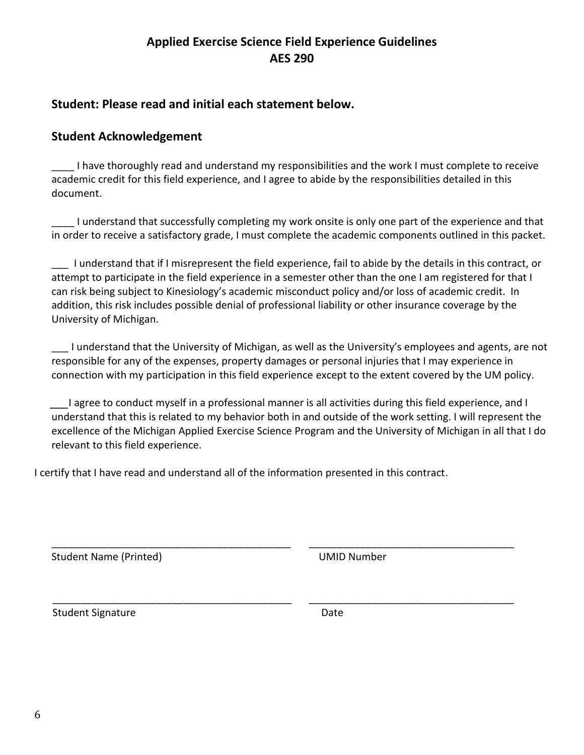## Applied Exercise Science Field Experience Guidelines
## AES 290

### Student: Please read and initial each statement below.

### Student Acknowledgement

____ I have thoroughly read and understand my responsibilities and the work I must complete to receive academic credit for this field experience, and I agree to abide by the responsibilities detailed in this document.

____ I understand that successfully completing my work onsite is only one part of the experience and that in order to receive a satisfactory grade, I must complete the academic components outlined in this packet.

___ I understand that if I misrepresent the field experience, fail to abide by the details in this contract, or attempt to participate in the field experience in a semester other than the one I am registered for that I can risk being subject to Kinesiology's academic misconduct policy and/or loss of academic credit. In addition, this risk includes possible denial of professional liability or other insurance coverage by the University of Michigan.

___ I understand that the University of Michigan, as well as the University's employees and agents, are not responsible for any of the expenses, property damages or personal injuries that I may experience in connection with my participation in this field experience except to the extent covered by the UM policy.

___ I agree to conduct myself in a professional manner is all activities during this field experience, and I understand that this is related to my behavior both in and outside of the work setting. I will represent the excellence of the Michigan Applied Exercise Science Program and the University of Michigan in all that I do relevant to this field experience.

I certify that I have read and understand all of the information presented in this contract.

___________________________________________ ____________________________________
Student Name (Printed) UMID Number

___________________________________________ ____________________________________
Student Signature Date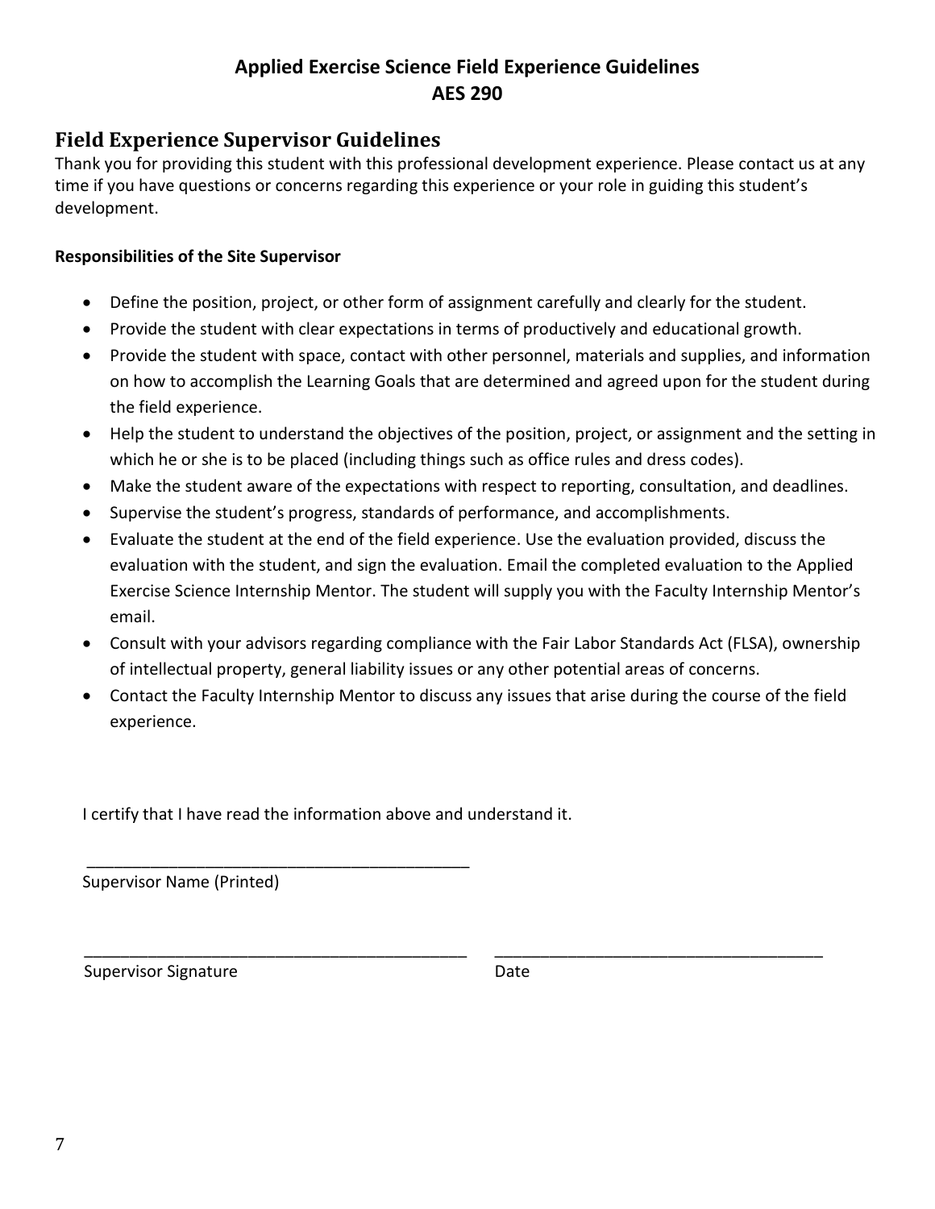# Applied Exercise Science Field Experience Guidelines
# AES 290

## Field Experience Supervisor Guidelines

Thank you for providing this student with this professional development experience. Please contact us at any time if you have questions or concerns regarding this experience or your role in guiding this student's development.

**Responsibilities of the Site Supervisor**

- Define the position, project, or other form of assignment carefully and clearly for the student.
- Provide the student with clear expectations in terms of productively and educational growth.
- Provide the student with space, contact with other personnel, materials and supplies, and information on how to accomplish the Learning Goals that are determined and agreed upon for the student during the field experience.
- Help the student to understand the objectives of the position, project, or assignment and the setting in which he or she is to be placed (including things such as office rules and dress codes).
- Make the student aware of the expectations with respect to reporting, consultation, and deadlines.
- Supervise the student's progress, standards of performance, and accomplishments.
- Evaluate the student at the end of the field experience. Use the evaluation provided, discuss the evaluation with the student, and sign the evaluation. Email the completed evaluation to the Applied Exercise Science Internship Mentor. The student will supply you with the Faculty Internship Mentor's email.
- Consult with your advisors regarding compliance with the Fair Labor Standards Act (FLSA), ownership of intellectual property, general liability issues or any other potential areas of concerns.
- Contact the Faculty Internship Mentor to discuss any issues that arise during the course of the field experience.

I certify that I have read the information above and understand it.

\_\_\_\_\_\_\_\_\_\_\_\_\_\_\_\_\_\_\_\_\_\_\_\_\_\_\_\_\_\_\_\_\_\_\_\_\_\_\_\_\_\_

Supervisor Name (Printed)

\_\_\_\_\_\_\_\_\_\_\_\_\_\_\_\_\_\_\_\_\_\_\_\_\_\_\_\_\_\_\_\_\_\_\_\_\_\_\_\_\_\_ \_\_\_\_\_\_\_\_\_\_\_\_\_\_\_\_\_\_\_\_\_\_\_\_\_\_\_\_\_\_\_\_\_\_\_\_

Supervisor Signature Date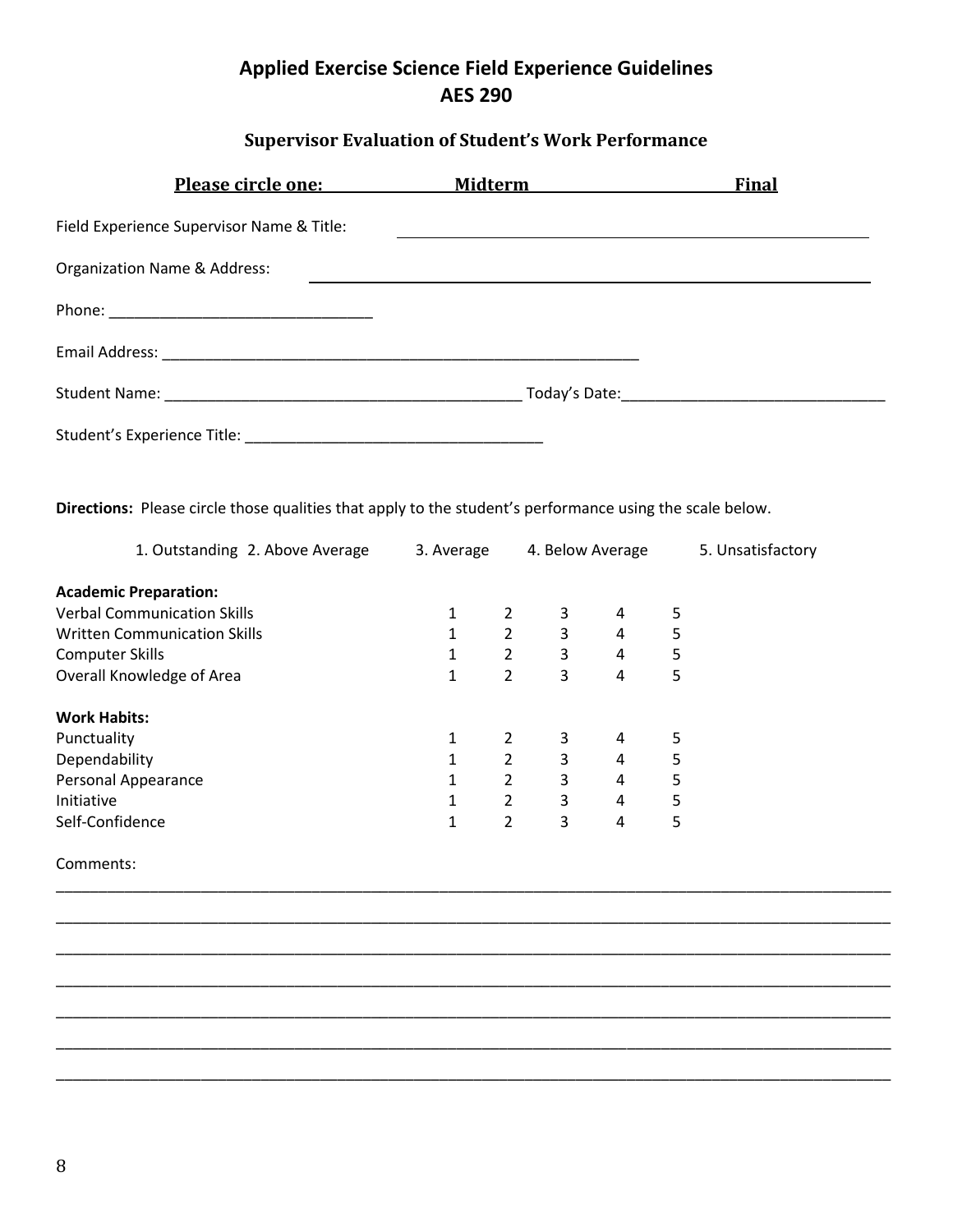# Applied Exercise Science Field Experience Guidelines
# AES 290

## Supervisor Evaluation of Student's Work Performance

**Please circle one:** **Midterm** **Final**

Field Experience Supervisor Name & Title: ______________________________

Organization Name & Address: ______________________________

Phone: ______________________________

Email Address: ______________________________

Student Name: ______________________________ Today's Date: ______________________________

Student's Experience Title: ______________________________

**Directions:** Please circle those qualities that apply to the student's performance using the scale below.

1. Outstanding 2. Above Average 3. Average 4. Below Average 5. Unsatisfactory

| **Academic Preparation:** | | | | | |
|---|---|---|---|---|---|
| Verbal Communication Skills | 1 | 2 | 3 | 4 | 5 |
| Written Communication Skills | 1 | 2 | 3 | 4 | 5 |
| Computer Skills | 1 | 2 | 3 | 4 | 5 |
| Overall Knowledge of Area | 1 | 2 | 3 | 4 | 5 |
| **Work Habits:** | | | | | |
| Punctuality | 1 | 2 | 3 | 4 | 5 |
| Dependability | 1 | 2 | 3 | 4 | 5 |
| Personal Appearance | 1 | 2 | 3 | 4 | 5 |
| Initiative | 1 | 2 | 3 | 4 | 5 |
| Self-Confidence | 1 | 2 | 3 | 4 | 5 |

Comments:

______________________________________________________________________________

______________________________________________________________________________

______________________________________________________________________________

______________________________________________________________________________

______________________________________________________________________________

______________________________________________________________________________

______________________________________________________________________________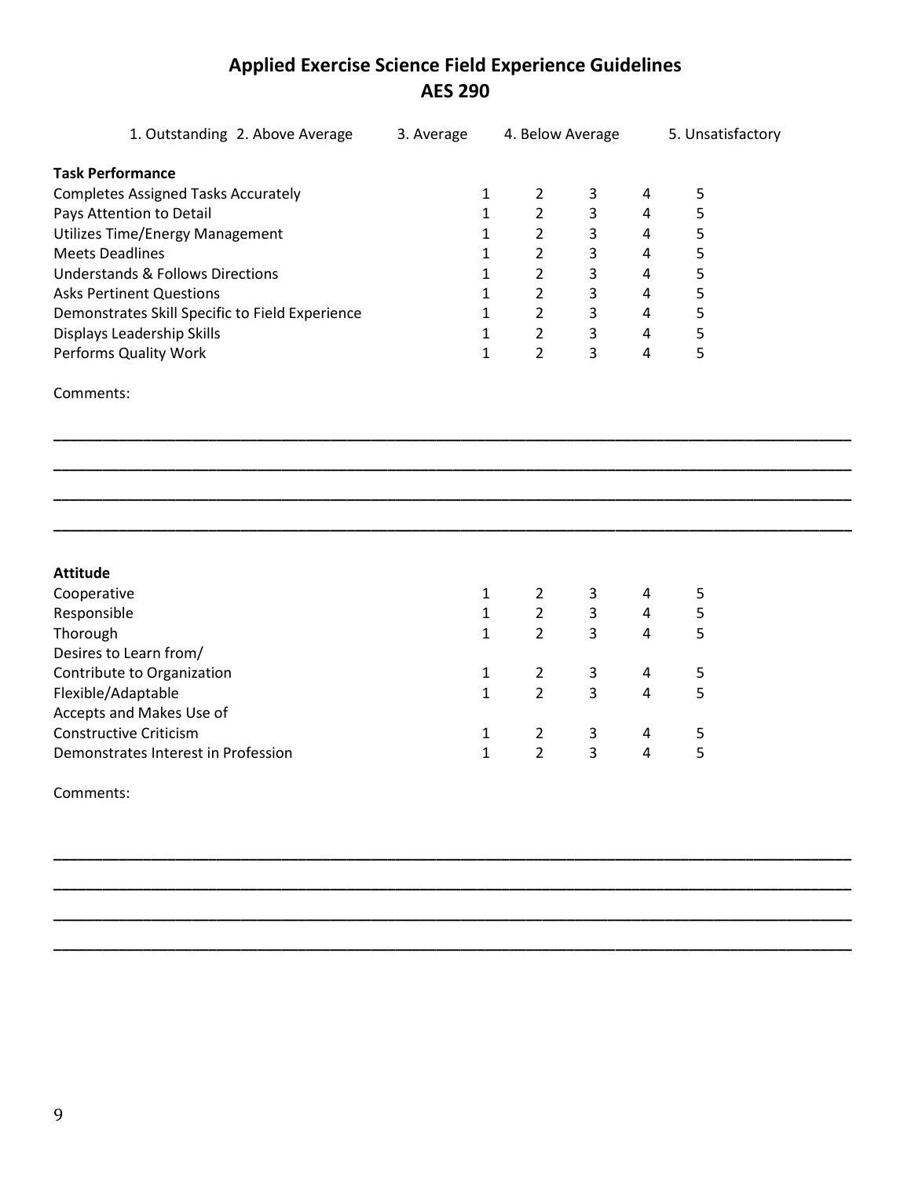# Applied Exercise Science Field Experience Guidelines
# AES 290

1. Outstanding 2. Above Average 3. Average 4. Below Average 5. Unsatisfactory

| **Task Performance** | | | | | |
|---|---|---|---|---|---|
| Completes Assigned Tasks Accurately | 1 | 2 | 3 | 4 | 5 |
| Pays Attention to Detail | 1 | 2 | 3 | 4 | 5 |
| Utilizes Time/Energy Management | 1 | 2 | 3 | 4 | 5 |
| Meets Deadlines | 1 | 2 | 3 | 4 | 5 |
| Understands & Follows Directions | 1 | 2 | 3 | 4 | 5 |
| Asks Pertinent Questions | 1 | 2 | 3 | 4 | 5 |
| Demonstrates Skill Specific to Field Experience | 1 | 2 | 3 | 4 | 5 |
| Displays Leadership Skills | 1 | 2 | 3 | 4 | 5 |
| Performs Quality Work | 1 | 2 | 3 | 4 | 5 |

Comments:

______________________________________________________________________________

______________________________________________________________________________

______________________________________________________________________________

______________________________________________________________________________

| **Attitude** | | | | | |
|---|---|---|---|---|---|
| Cooperative | 1 | 2 | 3 | 4 | 5 |
| Responsible | 1 | 2 | 3 | 4 | 5 |
| Thorough | 1 | 2 | 3 | 4 | 5 |
| Desires to Learn from/ Contribute to Organization | 1 | 2 | 3 | 4 | 5 |
| Flexible/Adaptable | 1 | 2 | 3 | 4 | 5 |
| Accepts and Makes Use of Constructive Criticism | 1 | 2 | 3 | 4 | 5 |
| Demonstrates Interest in Profession | 1 | 2 | 3 | 4 | 5 |

Comments:

______________________________________________________________________________

______________________________________________________________________________

______________________________________________________________________________

______________________________________________________________________________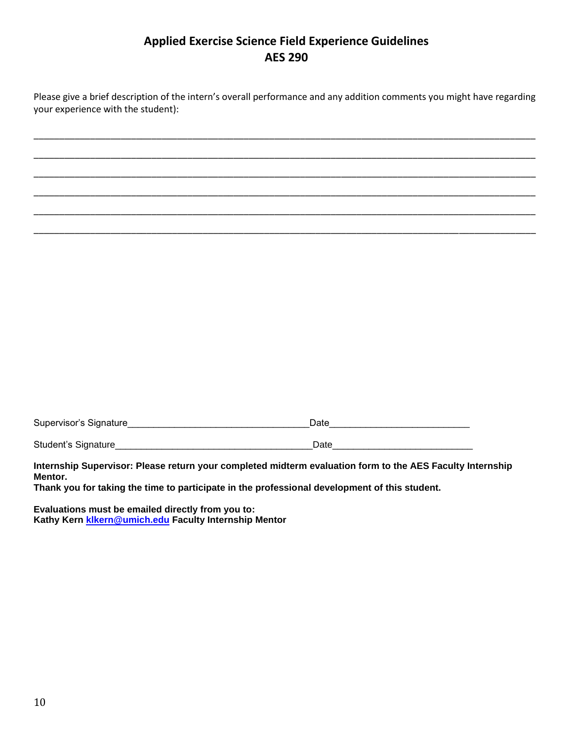# Applied Exercise Science Field Experience Guidelines
## AES 290

Please give a brief description of the intern's overall performance and any addition comments you might have regarding your experience with the student):

_______________________________________________________________________________________________

_______________________________________________________________________________________________

_______________________________________________________________________________________________

_______________________________________________________________________________________________

_______________________________________________________________________________________________

_______________________________________________________________________________________________

Supervisor's Signature__________________________________Date__________________________

Student's Signature_____________________________________Date__________________________

**Internship Supervisor: Please return your completed midterm evaluation form to the AES Faculty Internship Mentor.**
**Thank you for taking the time to participate in the professional development of this student.**

**Evaluations must be emailed directly from you to:**
**Kathy Kern [klkern@umich.edu](mailto:klkern@umich.edu) Faculty Internship Mentor**